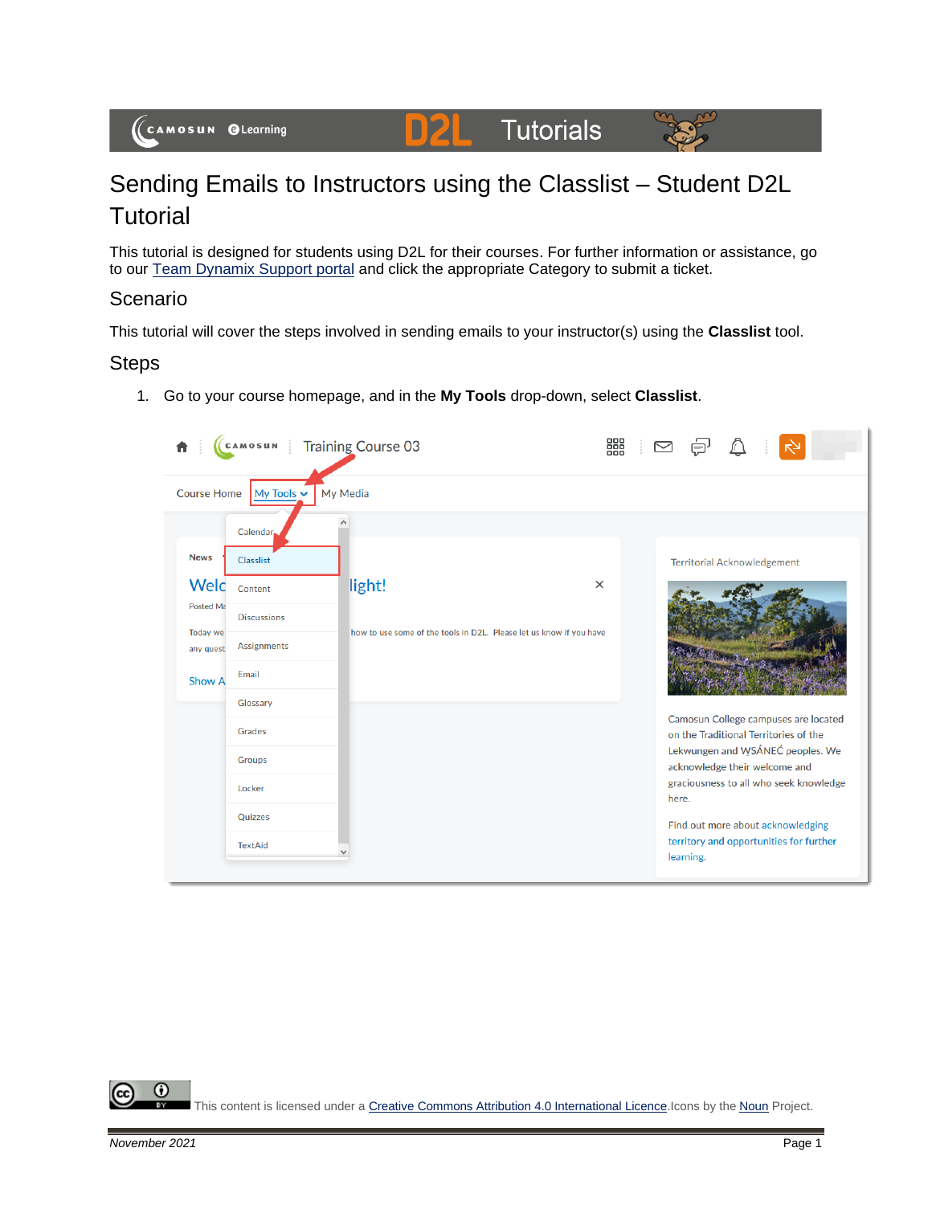# Sending Emails to Instructors using the Classlist – Student D2L Tutorial

This tutorial is designed for students using D2L for their courses. For further information or assistance, go to our Team Dynamix Support portal and click the appropriate Category to submit a ticket.

## Scenario

This tutorial will cover the steps involved in sending emails to your instructor(s) using the **Classlist** tool.

## Steps

1. Go to your course homepage, and in the **My Tools** drop-down, select **Classlist**.

This content is licensed under a Creative Commons Attribution 4.0 International Licence. Icons by the Noun Project.

*November 2021*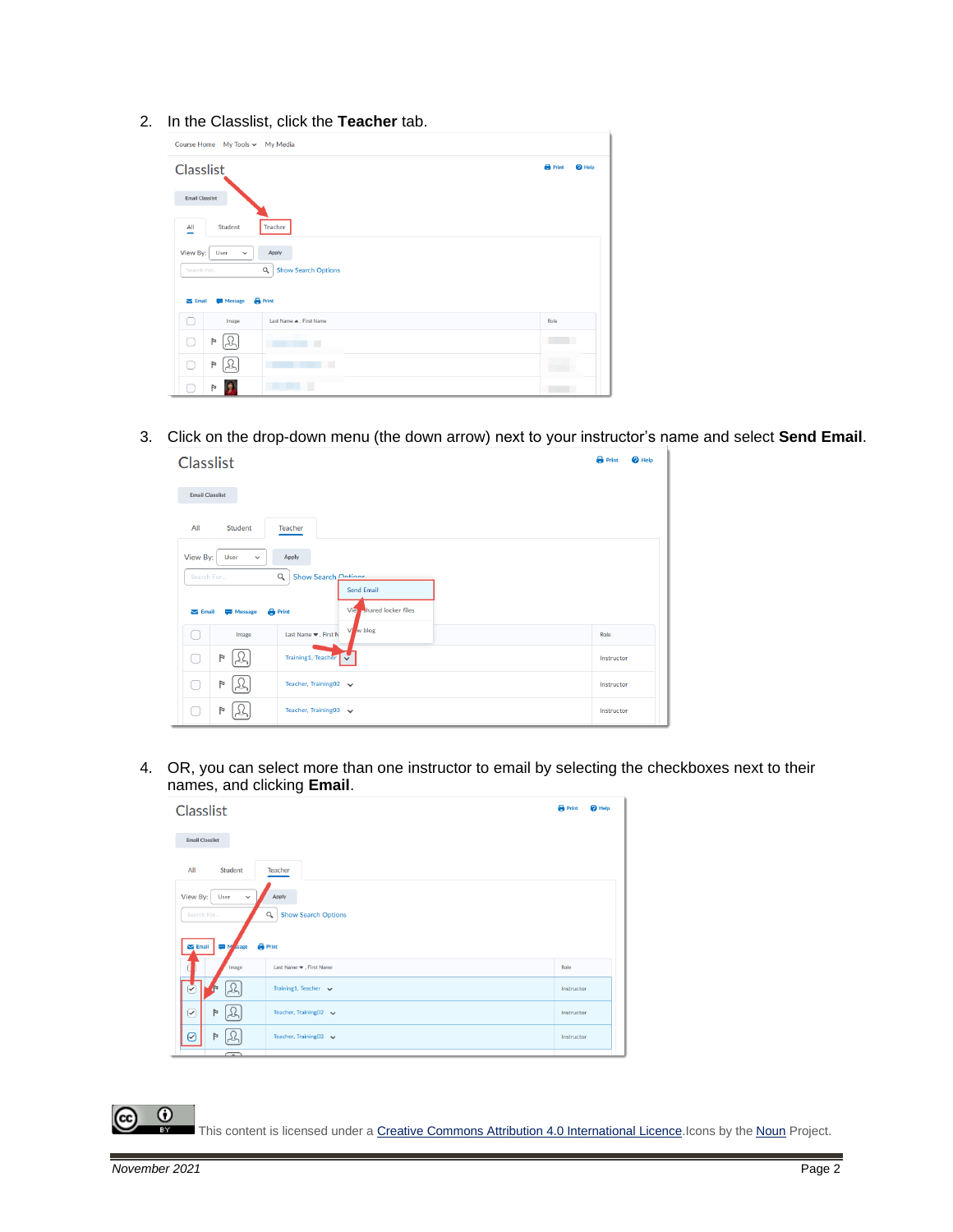2. In the Classlist, click the **Teacher** tab.

3. Click on the drop-down menu (the down arrow) next to your instructor's name and select **Send Email**.

4. OR, you can select more than one instructor to email by selecting the checkboxes next to their names, and clicking **Email**.

This content is licensed under a Creative Commons Attribution 4.0 International Licence. Icons by the Noun Project.

*November 2021*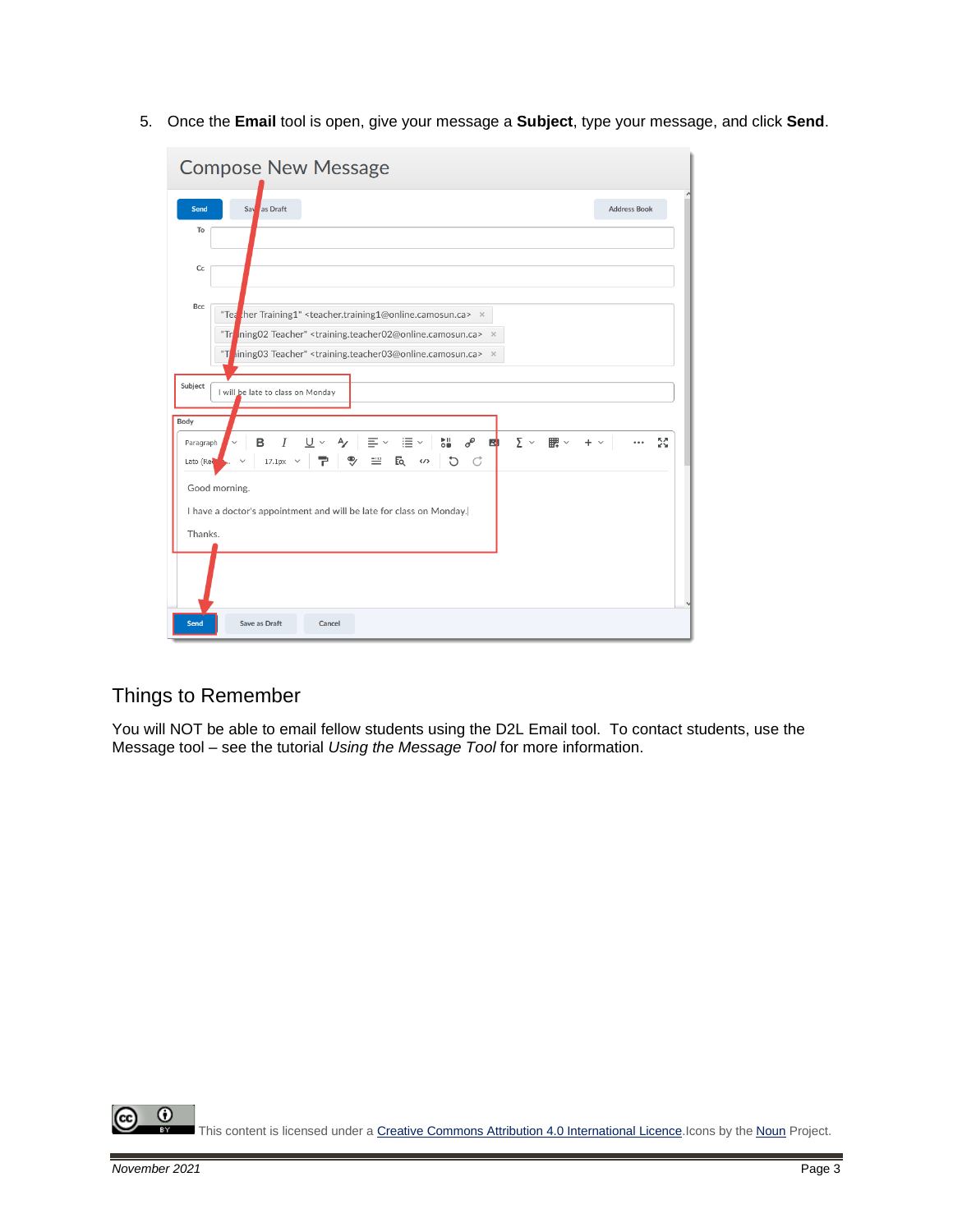5. Once the **Email** tool is open, give your message a **Subject**, type your message, and click **Send**.

## Things to Remember

You will NOT be able to email fellow students using the D2L Email tool. To contact students, use the Message tool – see the tutorial *Using the Message Tool* for more information.

This content is licensed under a [Creative Commons Attribution 4.0 International Licence](). Icons by the [Noun]() Project.

*November 2021*